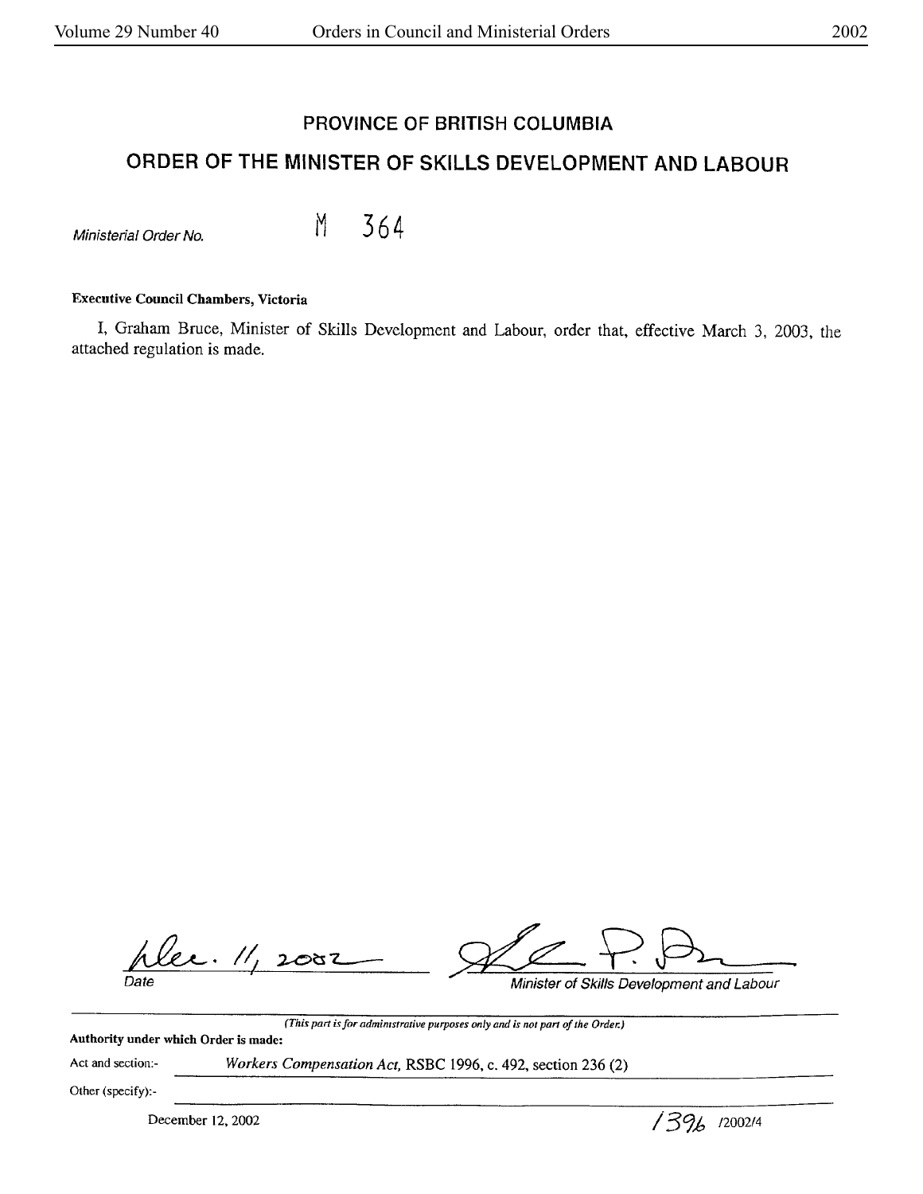# PROVINCE OF BRITISH COLUMBIA

## ORDER OF THE MINISTER OF SKILLS DEVELOPMENT AND LABOUR

*Ministerial Order No.* M 364

**Executive Council Chambers, Victoria**

I, Graham Bruce, Minister of Skills Development and Labour, order that, effective March 3, 2003, the attached regulation is made.

Dec. 11, 2002

*Date*

*Minister of Skills Development and Labour*

*(This part is for administrative purposes only and is not part of the Order.)*

**Authority under which Order is made:**

Act and section:- *Workers Compensation Act,* RSBC 1996, c. 492, section 236 (2)

Other (specify):-

December 12, 2002

1396 /2002/4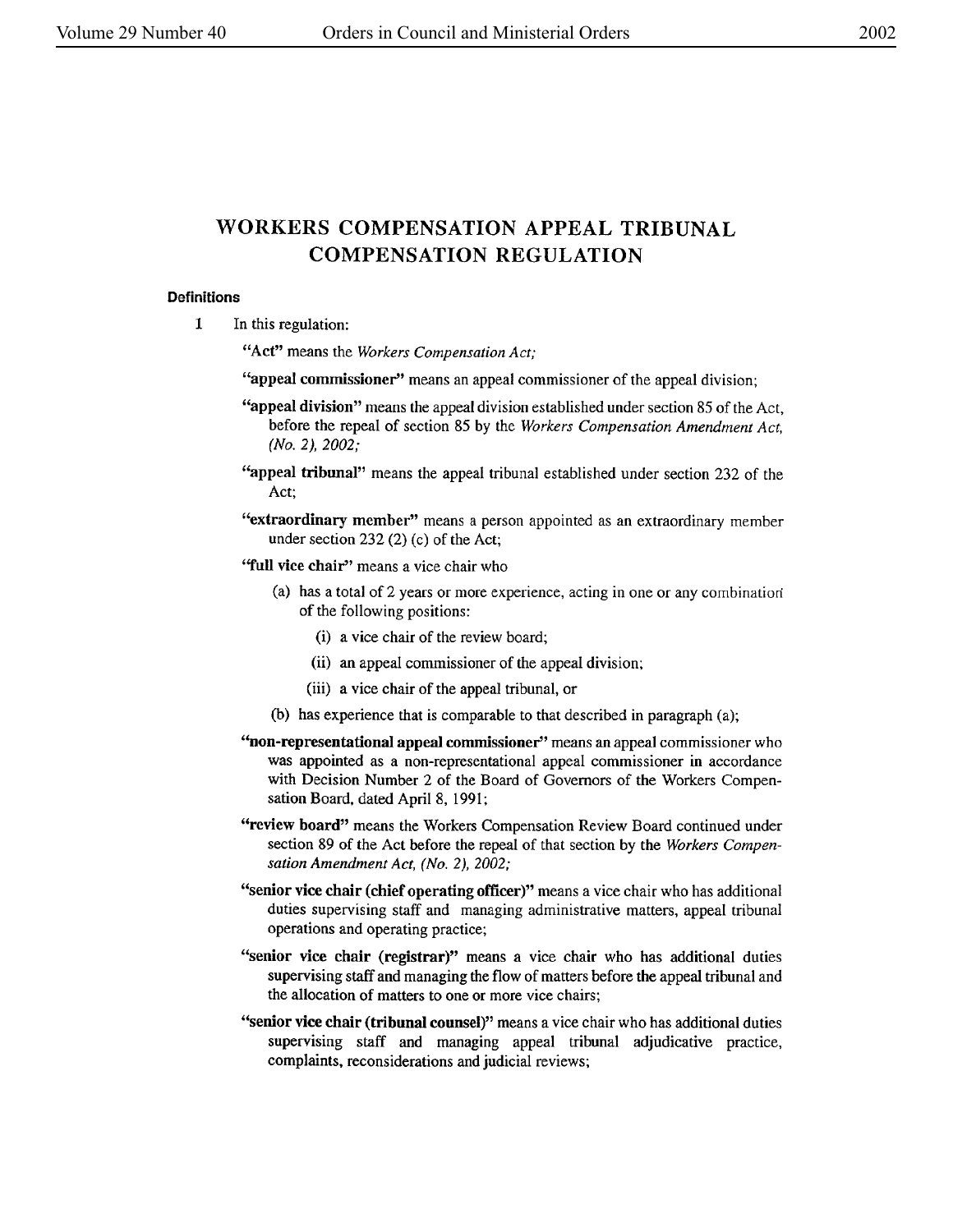# WORKERS COMPENSATION APPEAL TRIBUNAL COMPENSATION REGULATION

### Definitions

1 In this regulation:

"**Act**" means the *Workers Compensation Act;*

"**appeal commissioner**" means an appeal commissioner of the appeal division;

"**appeal division**" means the appeal division established under section 85 of the Act, before the repeal of section 85 by the *Workers Compensation Amendment Act, (No. 2), 2002;*

"**appeal tribunal**" means the appeal tribunal established under section 232 of the Act;

"**extraordinary member**" means a person appointed as an extraordinary member under section 232 (2) (c) of the Act;

"**full vice chair**" means a vice chair who

- (a) has a total of 2 years or more experience, acting in one or any combination of the following positions:
  - (i) a vice chair of the review board;
  - (ii) an appeal commissioner of the appeal division;
  - (iii) a vice chair of the appeal tribunal, or
- (b) has experience that is comparable to that described in paragraph (a);

"**non-representational appeal commissioner**" means an appeal commissioner who was appointed as a non-representational appeal commissioner in accordance with Decision Number 2 of the Board of Governors of the Workers Compensation Board, dated April 8, 1991;

"**review board**" means the Workers Compensation Review Board continued under section 89 of the Act before the repeal of that section by the *Workers Compensation Amendment Act, (No. 2), 2002;*

"**senior vice chair (chief operating officer)**" means a vice chair who has additional duties supervising staff and managing administrative matters, appeal tribunal operations and operating practice;

"**senior vice chair (registrar)**" means a vice chair who has additional duties supervising staff and managing the flow of matters before the appeal tribunal and the allocation of matters to one or more vice chairs;

"**senior vice chair (tribunal counsel)**" means a vice chair who has additional duties supervising staff and managing appeal tribunal adjudicative practice, complaints, reconsiderations and judicial reviews;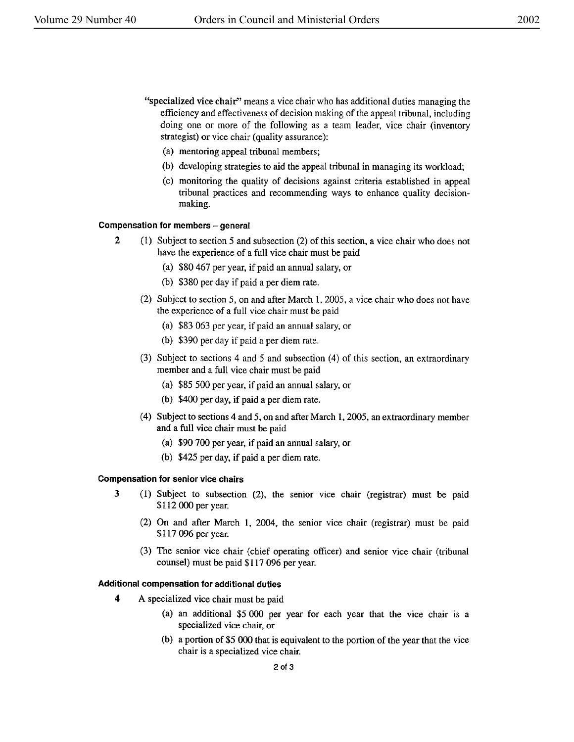"**specialized vice chair**" means a vice chair who has additional duties managing the efficiency and effectiveness of decision making of the appeal tribunal, including doing one or more of the following as a team leader, vice chair (inventory strategist) or vice chair (quality assurance):

(a) mentoring appeal tribunal members;

(b) developing strategies to aid the appeal tribunal in managing its workload;

(c) monitoring the quality of decisions against criteria established in appeal tribunal practices and recommending ways to enhance quality decision-making.

**Compensation for members – general**

**2** (1) Subject to section 5 and subsection (2) of this section, a vice chair who does not have the experience of a full vice chair must be paid

(a) $80 467 per year, if paid an annual salary, or

(b) $380 per day if paid a per diem rate.

(2) Subject to section 5, on and after March 1, 2005, a vice chair who does not have the experience of a full vice chair must be paid

(a) $83 063 per year, if paid an annual salary, or

(b) $390 per day if paid a per diem rate.

(3) Subject to sections 4 and 5 and subsection (4) of this section, an extraordinary member and a full vice chair must be paid

(a) $85 500 per year, if paid an annual salary, or

(b) $400 per day, if paid a per diem rate.

(4) Subject to sections 4 and 5, on and after March 1, 2005, an extraordinary member and a full vice chair must be paid

(a) $90 700 per year, if paid an annual salary, or

(b) $425 per day, if paid a per diem rate.

**Compensation for senior vice chairs**

**3** (1) Subject to subsection (2), the senior vice chair (registrar) must be paid $112 000 per year.

(2) On and after March 1, 2004, the senior vice chair (registrar) must be paid $117 096 per year.

(3) The senior vice chair (chief operating officer) and senior vice chair (tribunal counsel) must be paid $117 096 per year.

**Additional compensation for additional duties**

**4** A specialized vice chair must be paid

(a) an additional $5 000 per year for each year that the vice chair is a specialized vice chair, or

(b) a portion of $5 000 that is equivalent to the portion of the year that the vice chair is a specialized vice chair.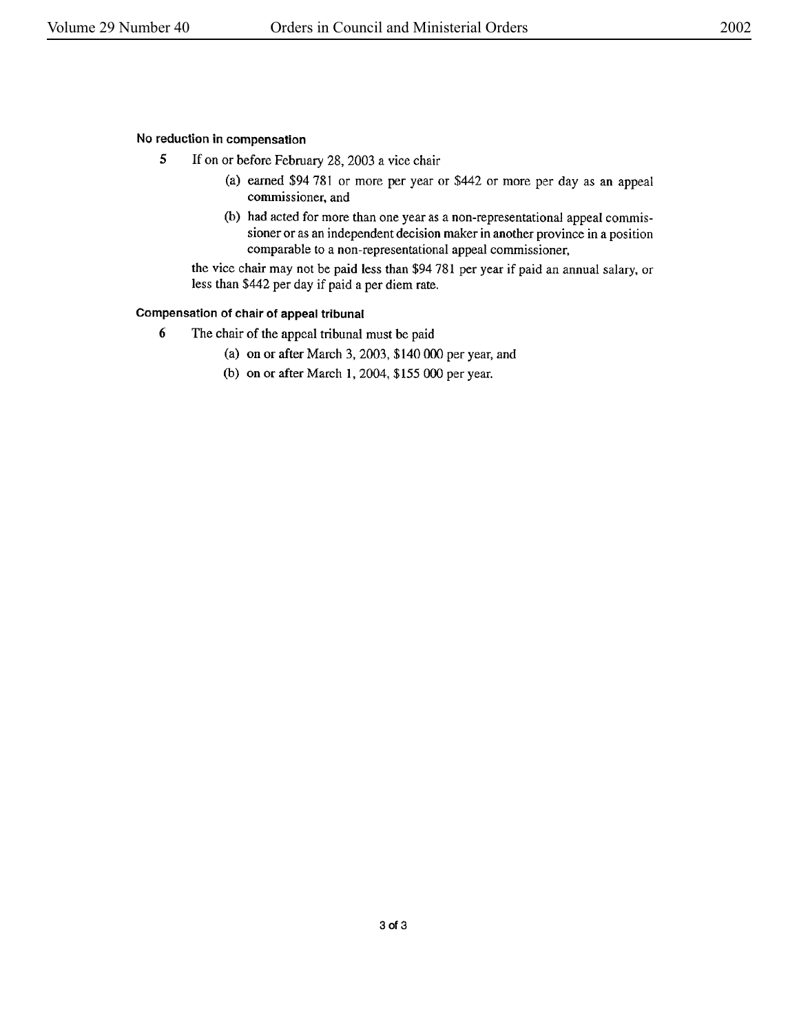**No reduction in compensation**

5 If on or before February 28, 2003 a vice chair

(a) earned $94 781 or more per year or $442 or more per day as an appeal commissioner, and

(b) had acted for more than one year as a non-representational appeal commissioner or as an independent decision maker in another province in a position comparable to a non-representational appeal commissioner,

the vice chair may not be paid less than $94 781 per year if paid an annual salary, or less than $442 per day if paid a per diem rate.

**Compensation of chair of appeal tribunal**

6 The chair of the appeal tribunal must be paid

(a) on or after March 3, 2003, $140 000 per year, and

(b) on or after March 1, 2004, $155 000 per year.